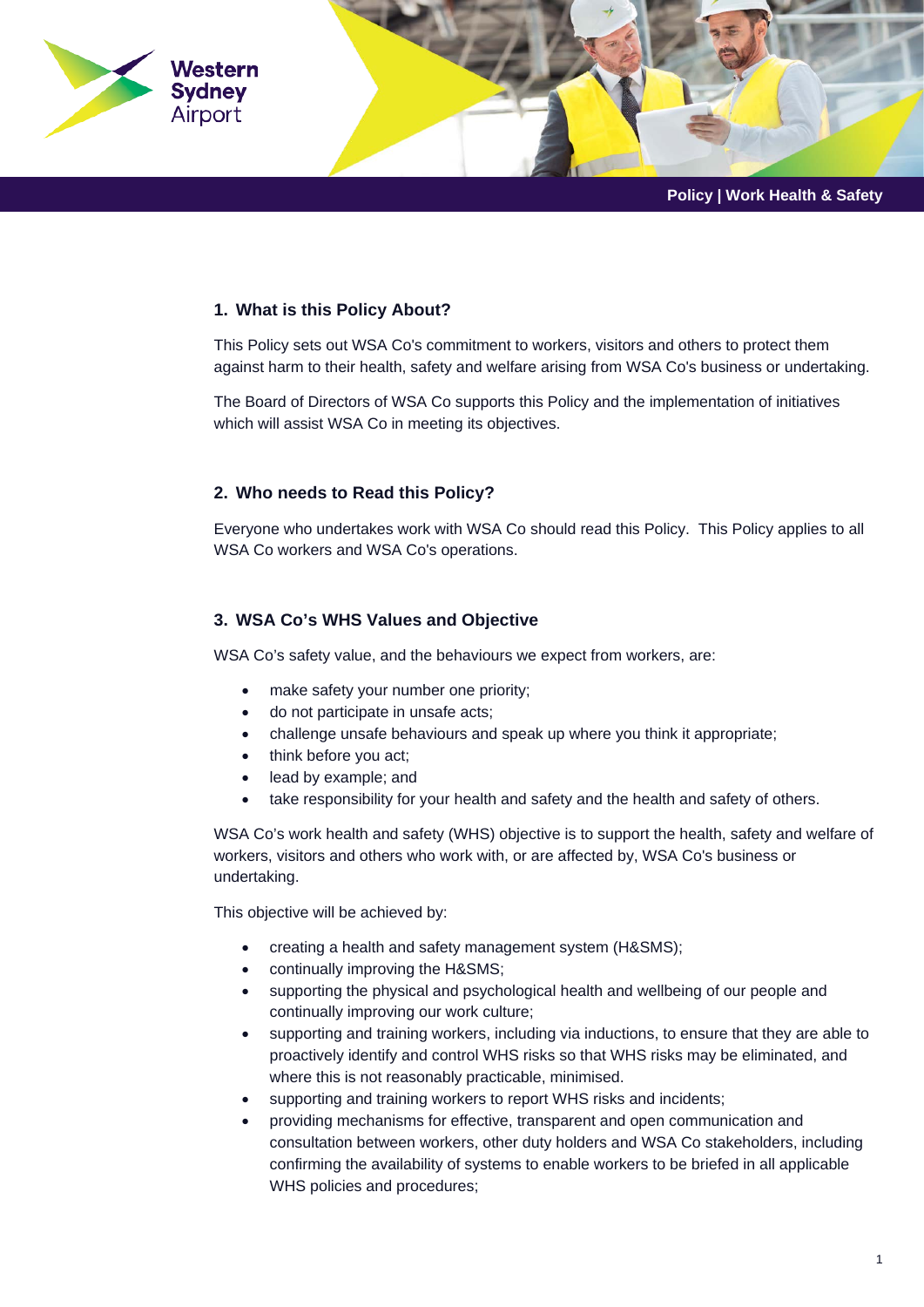Western Sydney Airport

Policy | Work Health & Safety

## 1. What is this Policy About?

This Policy sets out WSA Co's commitment to workers, visitors and others to protect them against harm to their health, safety and welfare arising from WSA Co's business or undertaking.

The Board of Directors of WSA Co supports this Policy and the implementation of initiatives which will assist WSA Co in meeting its objectives.

## 2. Who needs to Read this Policy?

Everyone who undertakes work with WSA Co should read this Policy. This Policy applies to all WSA Co workers and WSA Co's operations.

## 3. WSA Co's WHS Values and Objective

WSA Co's safety value, and the behaviours we expect from workers, are:

- make safety your number one priority;
- do not participate in unsafe acts;
- challenge unsafe behaviours and speak up where you think it appropriate;
- think before you act;
- lead by example; and
- take responsibility for your health and safety and the health and safety of others.

WSA Co's work health and safety (WHS) objective is to support the health, safety and welfare of workers, visitors and others who work with, or are affected by, WSA Co's business or undertaking.

This objective will be achieved by:

- creating a health and safety management system (H&SMS);
- continually improving the H&SMS;
- supporting the physical and psychological health and wellbeing of our people and continually improving our work culture;
- supporting and training workers, including via inductions, to ensure that they are able to proactively identify and control WHS risks so that WHS risks may be eliminated, and where this is not reasonably practicable, minimised.
- supporting and training workers to report WHS risks and incidents;
- providing mechanisms for effective, transparent and open communication and consultation between workers, other duty holders and WSA Co stakeholders, including confirming the availability of systems to enable workers to be briefed in all applicable WHS policies and procedures;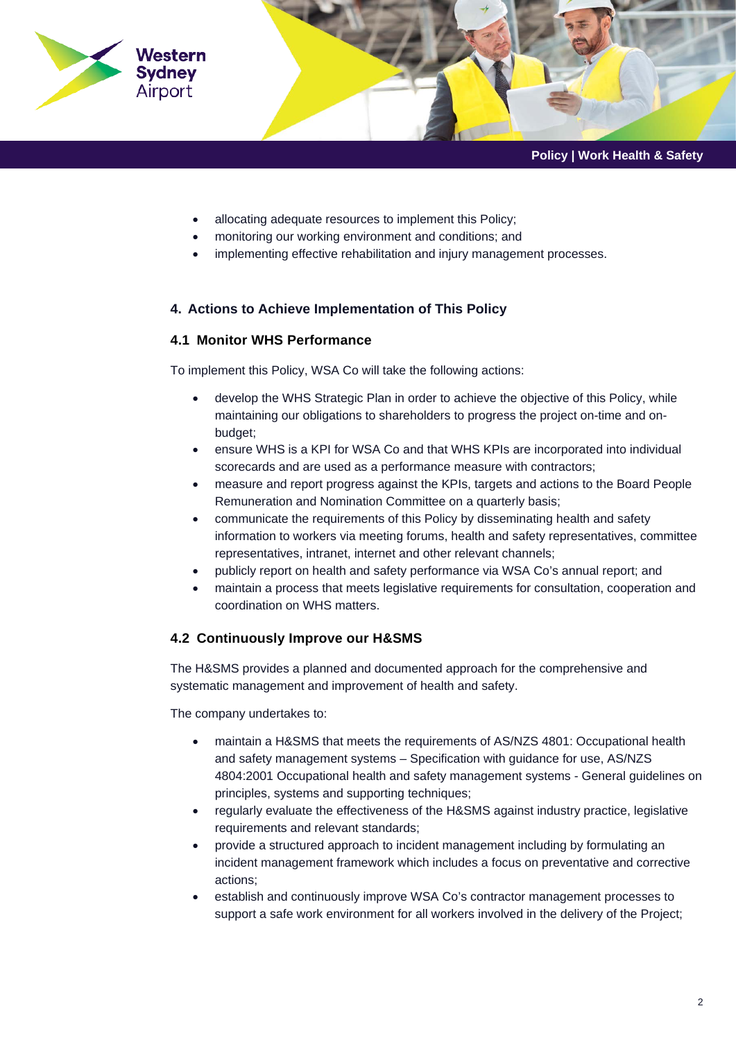- allocating adequate resources to implement this Policy;
- monitoring our working environment and conditions; and
- implementing effective rehabilitation and injury management processes.

## 4. Actions to Achieve Implementation of This Policy

### 4.1 Monitor WHS Performance

To implement this Policy, WSA Co will take the following actions:

- develop the WHS Strategic Plan in order to achieve the objective of this Policy, while maintaining our obligations to shareholders to progress the project on-time and on-budget;
- ensure WHS is a KPI for WSA Co and that WHS KPIs are incorporated into individual scorecards and are used as a performance measure with contractors;
- measure and report progress against the KPIs, targets and actions to the Board People Remuneration and Nomination Committee on a quarterly basis;
- communicate the requirements of this Policy by disseminating health and safety information to workers via meeting forums, health and safety representatives, committee representatives, intranet, internet and other relevant channels;
- publicly report on health and safety performance via WSA Co's annual report; and
- maintain a process that meets legislative requirements for consultation, cooperation and coordination on WHS matters.

### 4.2 Continuously Improve our H&SMS

The H&SMS provides a planned and documented approach for the comprehensive and systematic management and improvement of health and safety.

The company undertakes to:

- maintain a H&SMS that meets the requirements of AS/NZS 4801: Occupational health and safety management systems – Specification with guidance for use, AS/NZS 4804:2001 Occupational health and safety management systems - General guidelines on principles, systems and supporting techniques;
- regularly evaluate the effectiveness of the H&SMS against industry practice, legislative requirements and relevant standards;
- provide a structured approach to incident management including by formulating an incident management framework which includes a focus on preventative and corrective actions;
- establish and continuously improve WSA Co's contractor management processes to support a safe work environment for all workers involved in the delivery of the Project;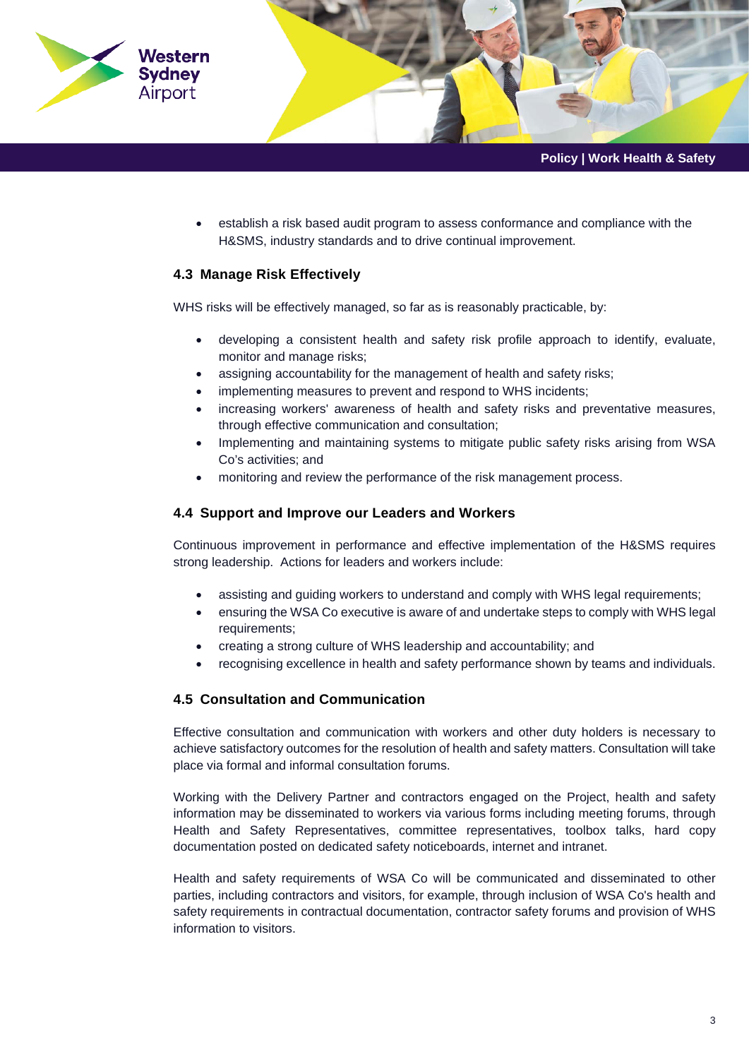- establish a risk based audit program to assess conformance and compliance with the H&SMS, industry standards and to drive continual improvement.

### 4.3 Manage Risk Effectively

WHS risks will be effectively managed, so far as is reasonably practicable, by:

- developing a consistent health and safety risk profile approach to identify, evaluate, monitor and manage risks;
- assigning accountability for the management of health and safety risks;
- implementing measures to prevent and respond to WHS incidents;
- increasing workers' awareness of health and safety risks and preventative measures, through effective communication and consultation;
- Implementing and maintaining systems to mitigate public safety risks arising from WSA Co's activities; and
- monitoring and review the performance of the risk management process.

### 4.4 Support and Improve our Leaders and Workers

Continuous improvement in performance and effective implementation of the H&SMS requires strong leadership. Actions for leaders and workers include:

- assisting and guiding workers to understand and comply with WHS legal requirements;
- ensuring the WSA Co executive is aware of and undertake steps to comply with WHS legal requirements;
- creating a strong culture of WHS leadership and accountability; and
- recognising excellence in health and safety performance shown by teams and individuals.

### 4.5 Consultation and Communication

Effective consultation and communication with workers and other duty holders is necessary to achieve satisfactory outcomes for the resolution of health and safety matters. Consultation will take place via formal and informal consultation forums.

Working with the Delivery Partner and contractors engaged on the Project, health and safety information may be disseminated to workers via various forms including meeting forums, through Health and Safety Representatives, committee representatives, toolbox talks, hard copy documentation posted on dedicated safety noticeboards, internet and intranet.

Health and safety requirements of WSA Co will be communicated and disseminated to other parties, including contractors and visitors, for example, through inclusion of WSA Co's health and safety requirements in contractual documentation, contractor safety forums and provision of WHS information to visitors.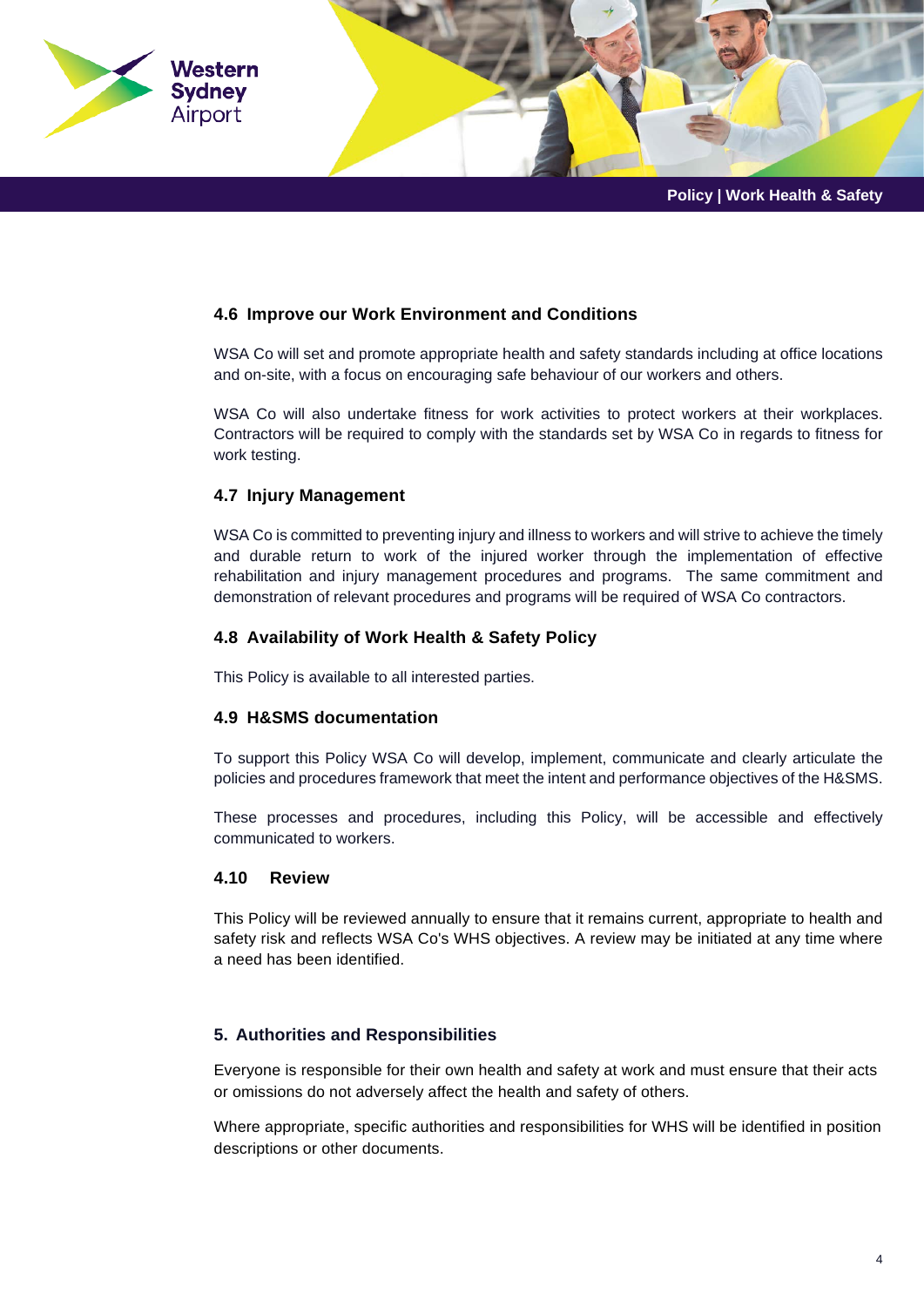### 4.6 Improve our Work Environment and Conditions

WSA Co will set and promote appropriate health and safety standards including at office locations and on-site, with a focus on encouraging safe behaviour of our workers and others.

WSA Co will also undertake fitness for work activities to protect workers at their workplaces. Contractors will be required to comply with the standards set by WSA Co in regards to fitness for work testing.

### 4.7 Injury Management

WSA Co is committed to preventing injury and illness to workers and will strive to achieve the timely and durable return to work of the injured worker through the implementation of effective rehabilitation and injury management procedures and programs. The same commitment and demonstration of relevant procedures and programs will be required of WSA Co contractors.

### 4.8 Availability of Work Health & Safety Policy

This Policy is available to all interested parties.

### 4.9 H&SMS documentation

To support this Policy WSA Co will develop, implement, communicate and clearly articulate the policies and procedures framework that meet the intent and performance objectives of the H&SMS.

These processes and procedures, including this Policy, will be accessible and effectively communicated to workers.

### 4.10 Review

This Policy will be reviewed annually to ensure that it remains current, appropriate to health and safety risk and reflects WSA Co's WHS objectives. A review may be initiated at any time where a need has been identified.

## 5. Authorities and Responsibilities

Everyone is responsible for their own health and safety at work and must ensure that their acts or omissions do not adversely affect the health and safety of others.

Where appropriate, specific authorities and responsibilities for WHS will be identified in position descriptions or other documents.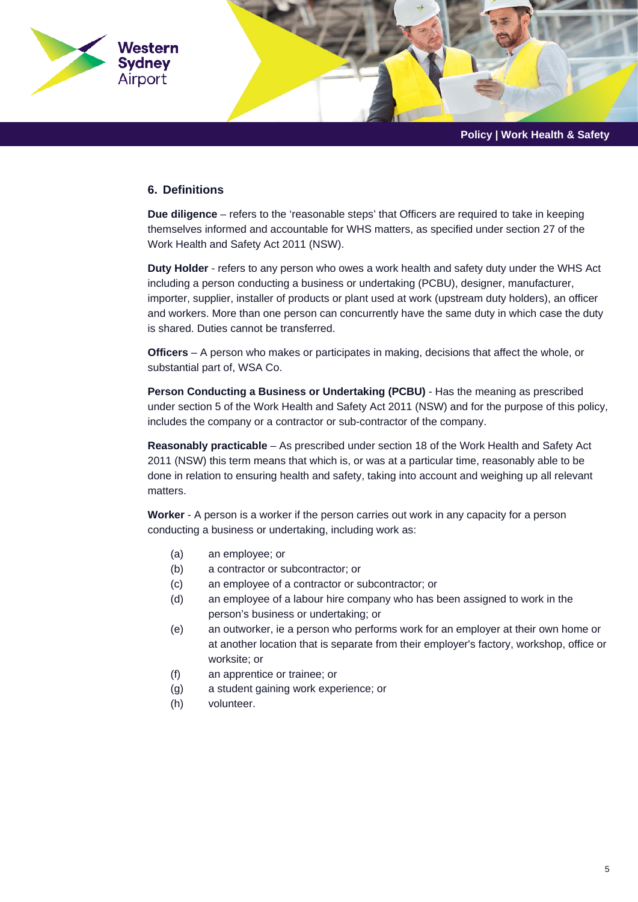## 6. Definitions

**Due diligence** – refers to the 'reasonable steps' that Officers are required to take in keeping themselves informed and accountable for WHS matters, as specified under section 27 of the Work Health and Safety Act 2011 (NSW).

**Duty Holder** - refers to any person who owes a work health and safety duty under the WHS Act including a person conducting a business or undertaking (PCBU), designer, manufacturer, importer, supplier, installer of products or plant used at work (upstream duty holders), an officer and workers. More than one person can concurrently have the same duty in which case the duty is shared. Duties cannot be transferred.

**Officers** – A person who makes or participates in making, decisions that affect the whole, or substantial part of, WSA Co.

**Person Conducting a Business or Undertaking (PCBU)** - Has the meaning as prescribed under section 5 of the Work Health and Safety Act 2011 (NSW) and for the purpose of this policy, includes the company or a contractor or sub-contractor of the company.

**Reasonably practicable** – As prescribed under section 18 of the Work Health and Safety Act 2011 (NSW) this term means that which is, or was at a particular time, reasonably able to be done in relation to ensuring health and safety, taking into account and weighing up all relevant matters.

**Worker** - A person is a worker if the person carries out work in any capacity for a person conducting a business or undertaking, including work as:

- (a) an employee; or
- (b) a contractor or subcontractor; or
- (c) an employee of a contractor or subcontractor; or
- (d) an employee of a labour hire company who has been assigned to work in the person's business or undertaking; or
- (e) an outworker, ie a person who performs work for an employer at their own home or at another location that is separate from their employer's factory, workshop, office or worksite; or
- (f) an apprentice or trainee; or
- (g) a student gaining work experience; or
- (h) volunteer.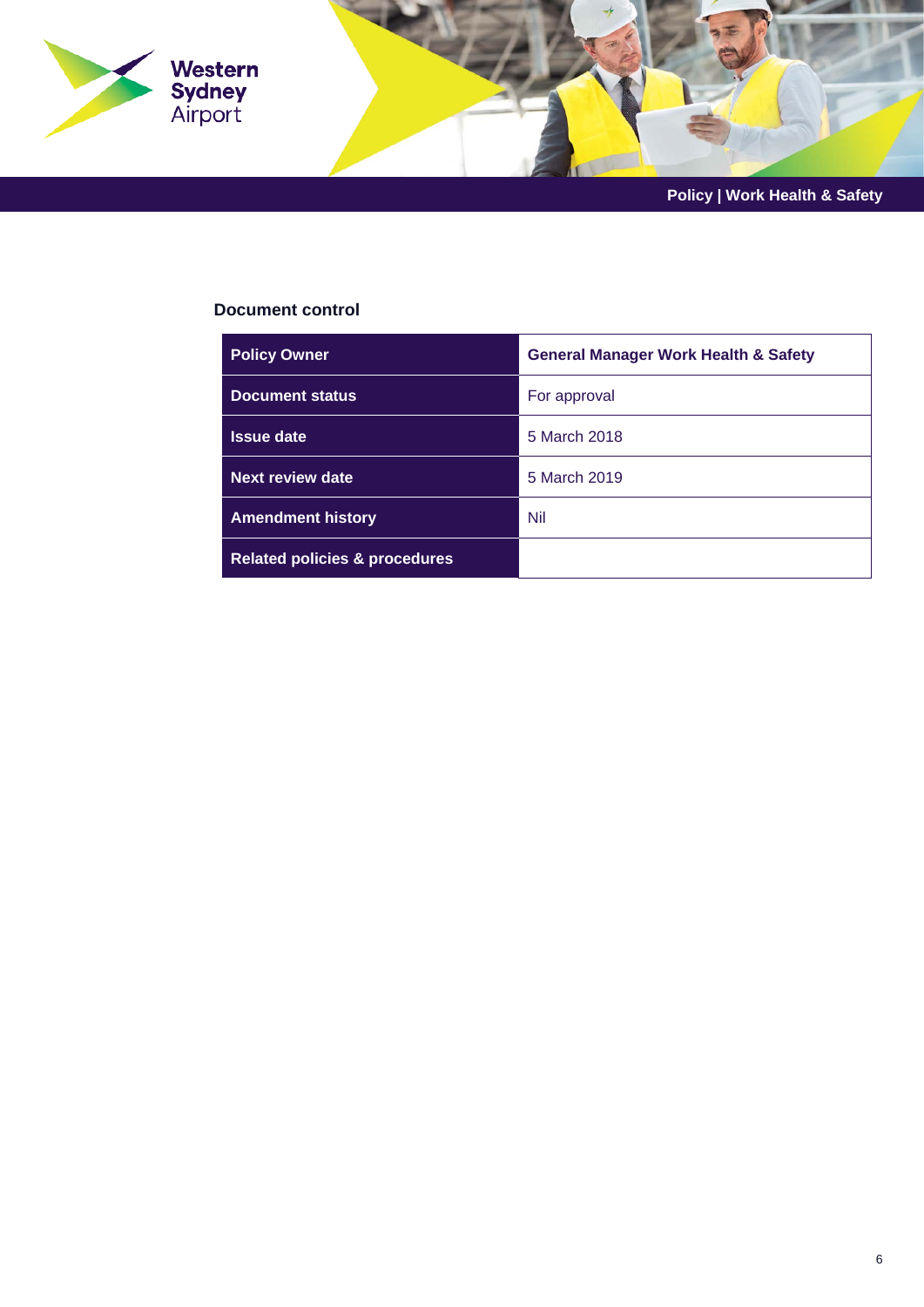**Document control**

| | |
|---|---|
| **Policy Owner** | **General Manager Work Health & Safety** |
| **Document status** | For approval |
| **Issue date** | 5 March 2018 |
| **Next review date** | 5 March 2019 |
| **Amendment history** | Nil |
| **Related policies & procedures** | |